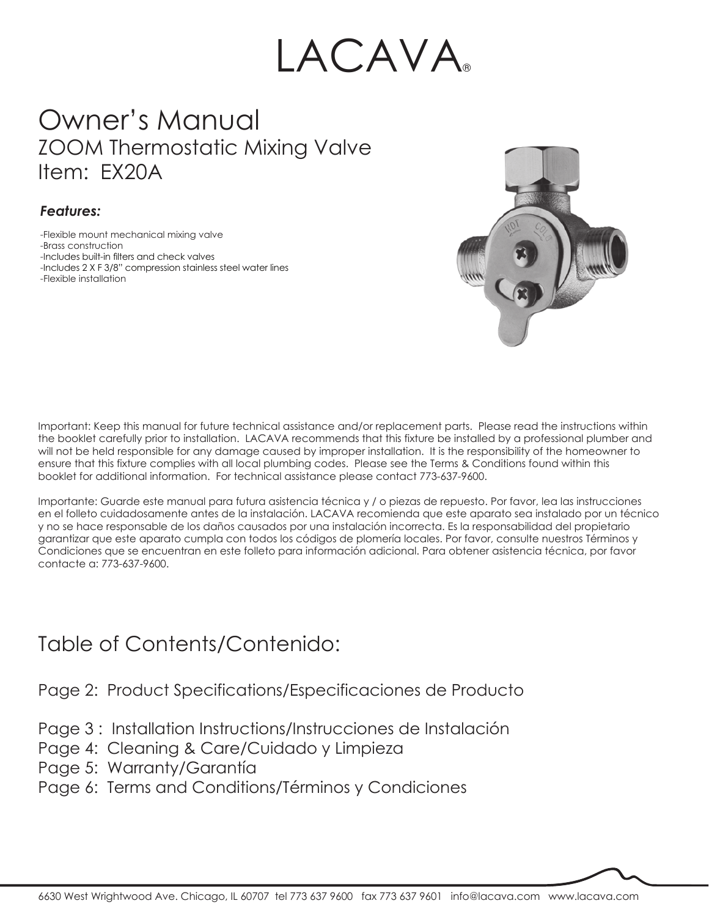# LACAVA®

# Owner's Manual

## ZOOM Thermostatic Mixing Valve

## Item: EX20A

***Features:***

- -Flexible mount mechanical mixing valve
- -Brass construction
- -Includes built-in filters and check valves
- -Includes 2 X F 3/8" compression stainless steel water lines
- -Flexible installation

Important: Keep this manual for future technical assistance and/or replacement parts. Please read the instructions within the booklet carefully prior to installation. LACAVA recommends that this fixture be installed by a professional plumber and will not be held responsible for any damage caused by improper installation. It is the responsibility of the homeowner to ensure that this fixture complies with all local plumbing codes. Please see the Terms & Conditions found within this booklet for additional information. For technical assistance please contact 773-637-9600.

Importante: Guarde este manual para futura asistencia técnica y / o piezas de repuesto. Por favor, lea las instrucciones en el folleto cuidadosamente antes de la instalación. LACAVA recomienda que este aparato sea instalado por un técnico y no se hace responsable de los daños causados por una instalación incorrecta. Es la responsabilidad del propietario garantizar que este aparato cumpla con todos los códigos de plomería locales. Por favor, consulte nuestros Términos y Condiciones que se encuentran en este folleto para información adicional. Para obtener asistencia técnica, por favor contacte a: 773-637-9600.

## Table of Contents/Contenido:

Page 2: Product Specifications/Especificaciones de Producto

Page 3 : Installation Instructions/Instrucciones de Instalación

Page 4: Cleaning & Care/Cuidado y Limpieza

Page 5: Warranty/Garantía

Page 6: Terms and Conditions/Términos y Condiciones

6630 West Wrightwood Ave. Chicago, IL 60707 tel 773 637 9600 fax 773 637 9601 info@lacava.com www.lacava.com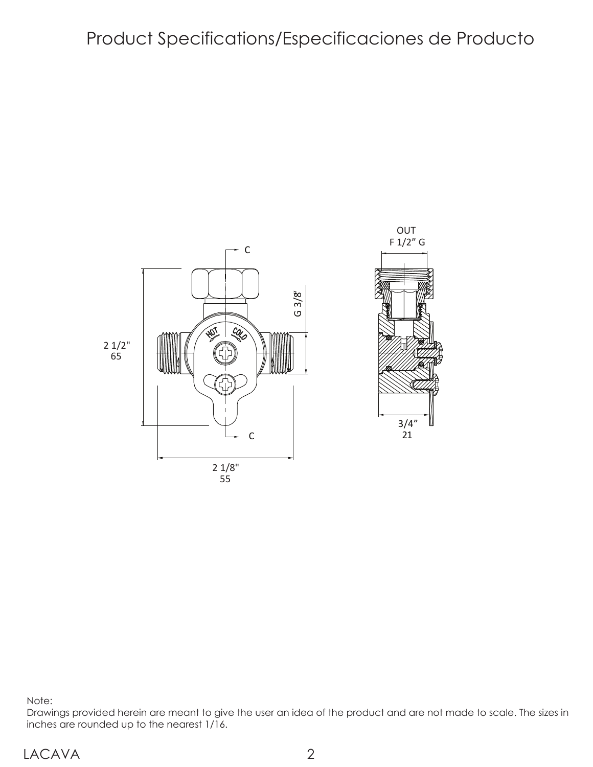# Product Specifications/Especificaciones de Producto

Note:
Drawings provided herein are meant to give the user an idea of the product and are not made to scale. The sizes in inches are rounded up to the nearest 1/16.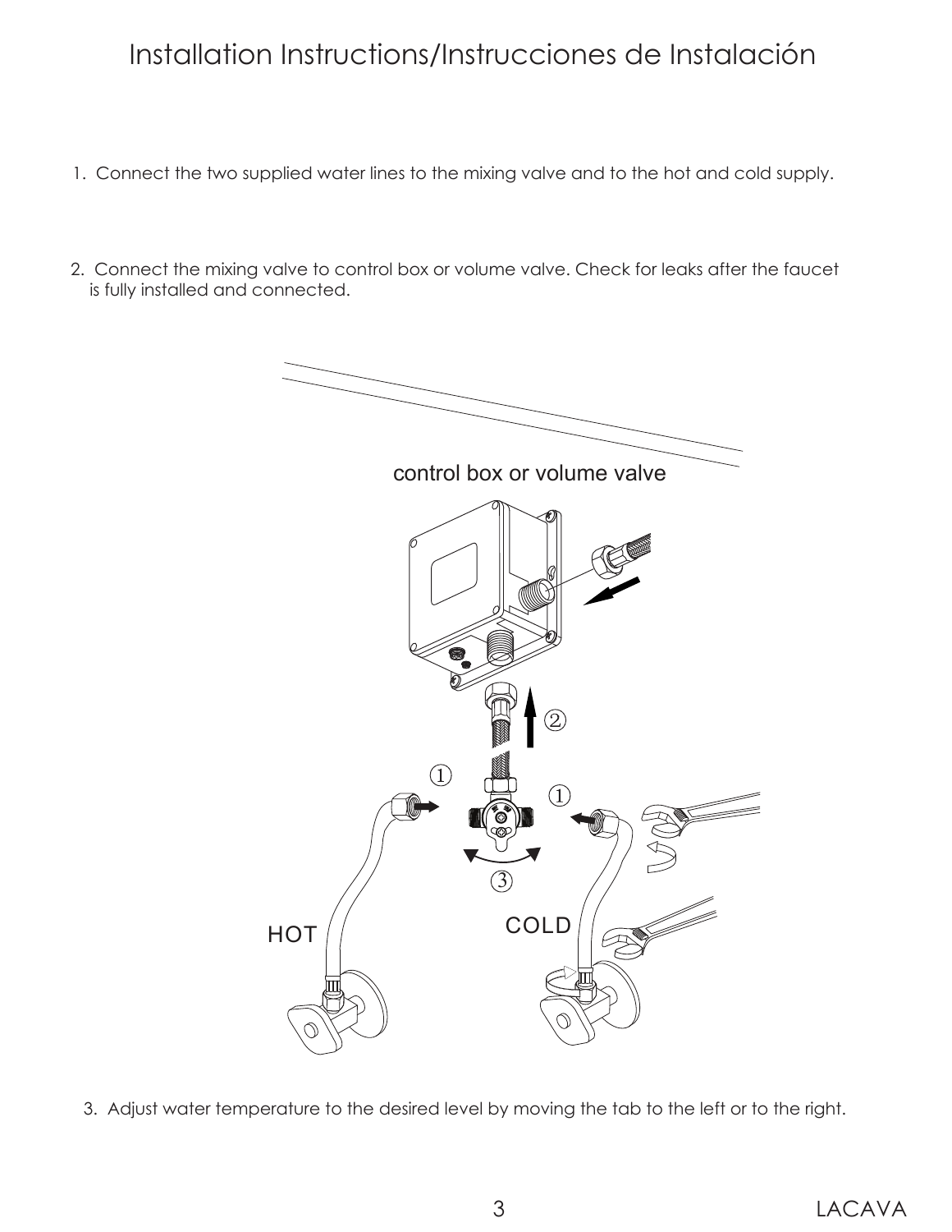# Installation Instructions/Instrucciones de Instalación

1. Connect the two supplied water lines to the mixing valve and to the hot and cold supply.

2. Connect the mixing valve to control box or volume valve. Check for leaks after the faucet is fully installed and connected.

control box or volume valve

HOT

COLD

3. Adjust water temperature to the desired level by moving the tab to the left or to the right.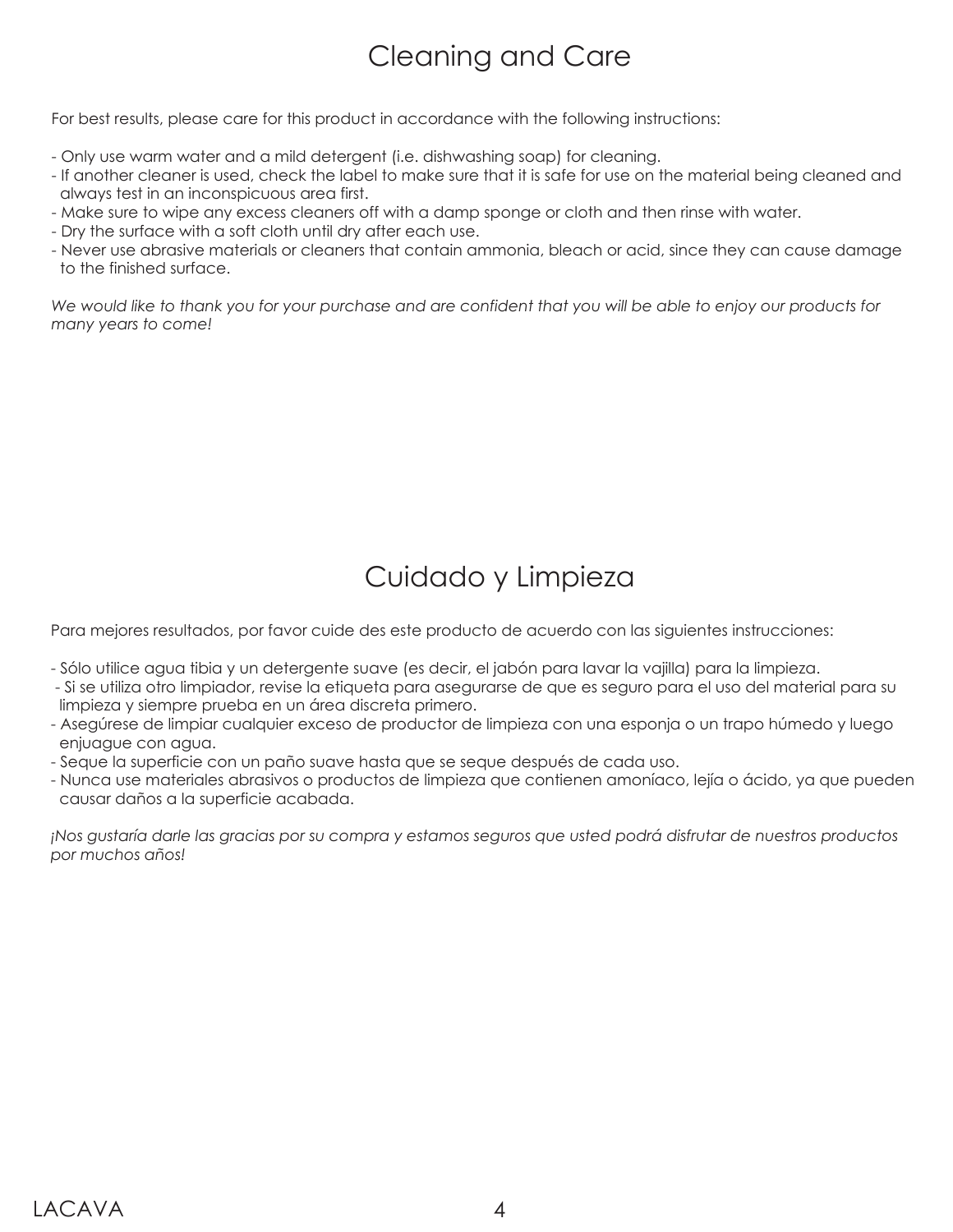# Cleaning and Care

For best results, please care for this product in accordance with the following instructions:

- Only use warm water and a mild detergent (i.e. dishwashing soap) for cleaning.
- If another cleaner is used, check the label to make sure that it is safe for use on the material being cleaned and always test in an inconspicuous area first.
- Make sure to wipe any excess cleaners off with a damp sponge or cloth and then rinse with water.
- Dry the surface with a soft cloth until dry after each use.
- Never use abrasive materials or cleaners that contain ammonia, bleach or acid, since they can cause damage to the finished surface.

*We would like to thank you for your purchase and are confident that you will be able to enjoy our products for many years to come!*

# Cuidado y Limpieza

Para mejores resultados, por favor cuide des este producto de acuerdo con las siguientes instrucciones:

- Sólo utilice agua tibia y un detergente suave (es decir, el jabón para lavar la vajilla) para la limpieza.
- Si se utiliza otro limpiador, revise la etiqueta para asegurarse de que es seguro para el uso del material para su limpieza y siempre prueba en un área discreta primero.
- Asegúrese de limpiar cualquier exceso de productor de limpieza con una esponja o un trapo húmedo y luego enjuague con agua.
- Seque la superficie con un paño suave hasta que se seque después de cada uso.
- Nunca use materiales abrasivos o productos de limpieza que contienen amoníaco, lejía o ácido, ya que pueden causar daños a la superficie acabada.

*¡Nos gustaría darle las gracias por su compra y estamos seguros que usted podrá disfrutar de nuestros productos por muchos años!*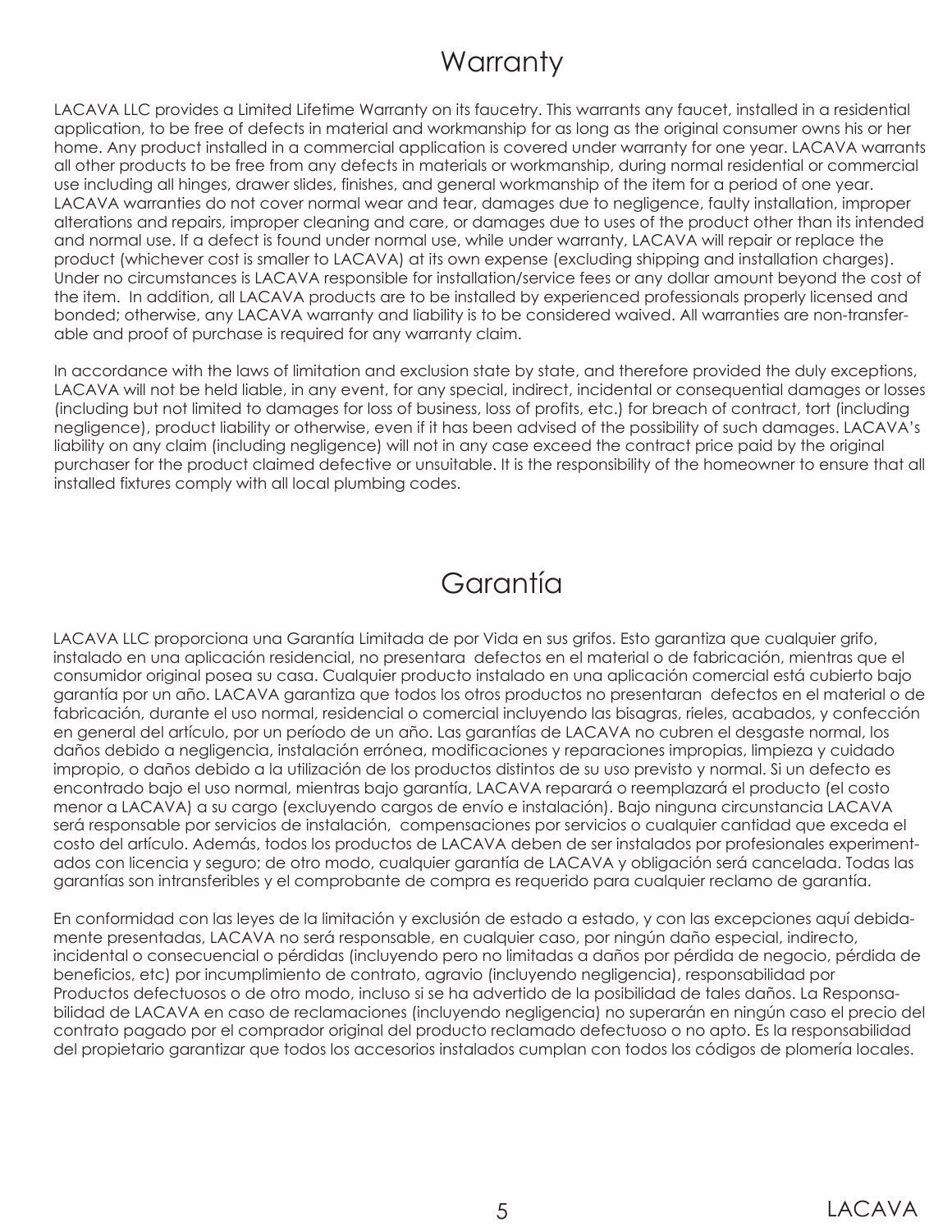# Warranty

LACAVA LLC provides a Limited Lifetime Warranty on its faucetry. This warrants any faucet, installed in a residential application, to be free of defects in material and workmanship for as long as the original consumer owns his or her home. Any product installed in a commercial application is covered under warranty for one year. LACAVA warrants all other products to be free from any defects in materials or workmanship, during normal residential or commercial use including all hinges, drawer slides, finishes, and general workmanship of the item for a period of one year. LACAVA warranties do not cover normal wear and tear, damages due to negligence, faulty installation, improper alterations and repairs, improper cleaning and care, or damages due to uses of the product other than its intended and normal use. If a defect is found under normal use, while under warranty, LACAVA will repair or replace the product (whichever cost is smaller to LACAVA) at its own expense (excluding shipping and installation charges). Under no circumstances is LACAVA responsible for installation/service fees or any dollar amount beyond the cost of the item. In addition, all LACAVA products are to be installed by experienced professionals properly licensed and bonded; otherwise, any LACAVA warranty and liability is to be considered waived. All warranties are non-transferable and proof of purchase is required for any warranty claim.

In accordance with the laws of limitation and exclusion state by state, and therefore provided the duly exceptions, LACAVA will not be held liable, in any event, for any special, indirect, incidental or consequential damages or losses (including but not limited to damages for loss of business, loss of profits, etc.) for breach of contract, tort (including negligence), product liability or otherwise, even if it has been advised of the possibility of such damages. LACAVA's liability on any claim (including negligence) will not in any case exceed the contract price paid by the original purchaser for the product claimed defective or unsuitable. It is the responsibility of the homeowner to ensure that all installed fixtures comply with all local plumbing codes.

# Garantía

LACAVA LLC proporciona una Garantía Limitada de por Vida en sus grifos. Esto garantiza que cualquier grifo, instalado en una aplicación residencial, no presentara defectos en el material o de fabricación, mientras que el consumidor original posea su casa. Cualquier producto instalado en una aplicación comercial está cubierto bajo garantía por un año. LACAVA garantiza que todos los otros productos no presentaran defectos en el material o de fabricación, durante el uso normal, residencial o comercial incluyendo las bisagras, rieles, acabados, y confección en general del artículo, por un período de un año. Las garantías de LACAVA no cubren el desgaste normal, los daños debido a negligencia, instalación errónea, modificaciones y reparaciones impropias, limpieza y cuidado impropio, o daños debido a la utilización de los productos distintos de su uso previsto y normal. Si un defecto es encontrado bajo el uso normal, mientras bajo garantía, LACAVA reparará o reemplazará el producto (el costo menor a LACAVA) a su cargo (excluyendo cargos de envío e instalación). Bajo ninguna circunstancia LACAVA será responsable por servicios de instalación, compensaciones por servicios o cualquier cantidad que exceda el costo del artículo. Además, todos los productos de LACAVA deben de ser instalados por profesionales experimentados con licencia y seguro; de otro modo, cualquier garantía de LACAVA y obligación será cancelada. Todas las garantías son intransferibles y el comprobante de compra es requerido para cualquier reclamo de garantía.

En conformidad con las leyes de la limitación y exclusión de estado a estado, y con las excepciones aquí debidamente presentadas, LACAVA no será responsable, en cualquier caso, por ningún daño especial, indirecto, incidental o consecuencial o pérdidas (incluyendo pero no limitadas a daños por pérdida de negocio, pérdida de beneficios, etc) por incumplimiento de contrato, agravio (incluyendo negligencia), responsabilidad por Productos defectuosos o de otro modo, incluso si se ha advertido de la posibilidad de tales daños. La Responsabilidad de LACAVA en caso de reclamaciones (incluyendo negligencia) no superarán en ningún caso el precio del contrato pagado por el comprador original del producto reclamado defectuoso o no apto. Es la responsabilidad del propietario garantizar que todos los accesorios instalados cumplan con todos los códigos de plomería locales.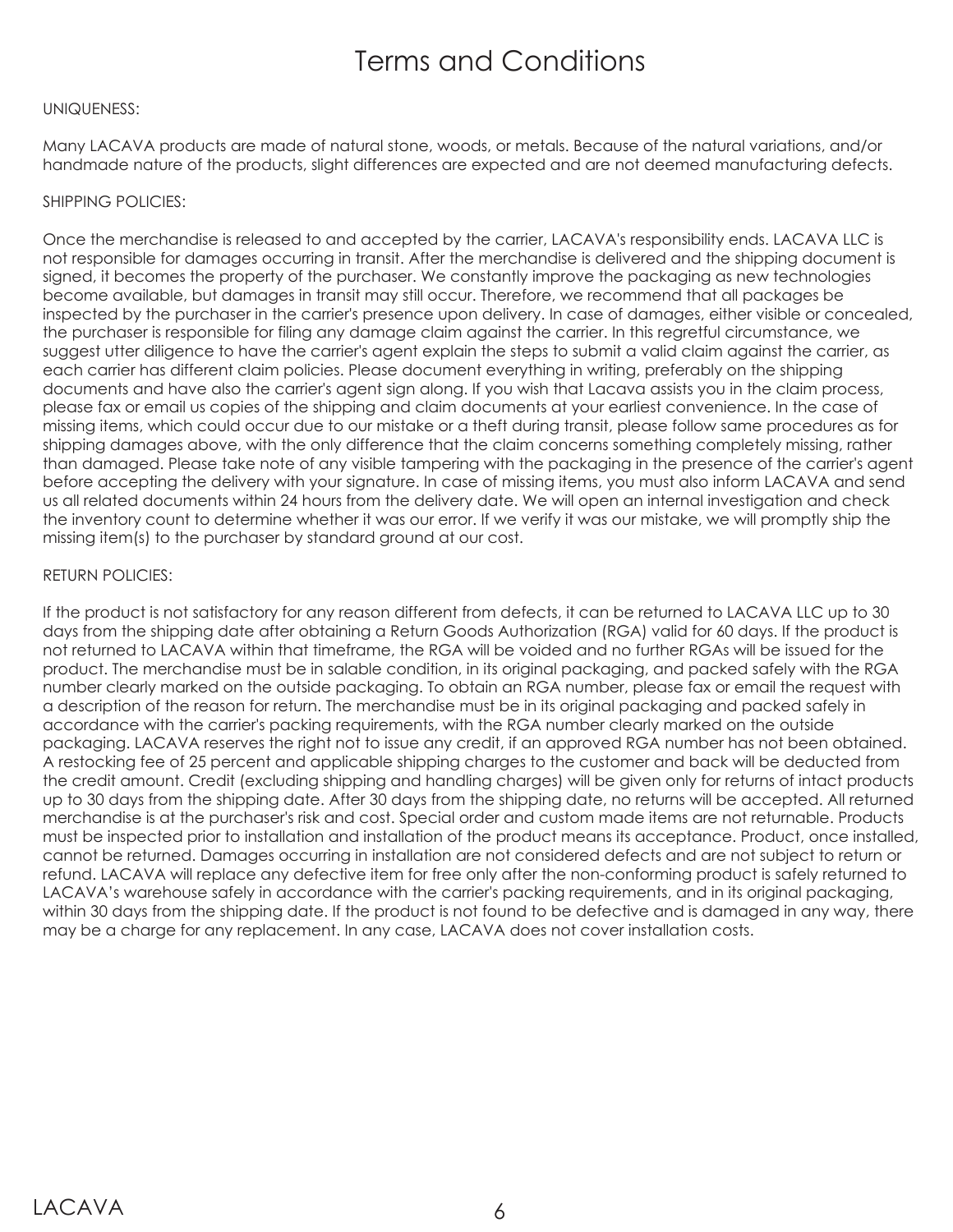# Terms and Conditions

UNIQUENESS:

Many LACAVA products are made of natural stone, woods, or metals. Because of the natural variations, and/or handmade nature of the products, slight differences are expected and are not deemed manufacturing defects.

SHIPPING POLICIES:

Once the merchandise is released to and accepted by the carrier, LACAVA's responsibility ends. LACAVA LLC is not responsible for damages occurring in transit. After the merchandise is delivered and the shipping document is signed, it becomes the property of the purchaser. We constantly improve the packaging as new technologies become available, but damages in transit may still occur. Therefore, we recommend that all packages be inspected by the purchaser in the carrier's presence upon delivery. In case of damages, either visible or concealed, the purchaser is responsible for filing any damage claim against the carrier. In this regretful circumstance, we suggest utter diligence to have the carrier's agent explain the steps to submit a valid claim against the carrier, as each carrier has different claim policies. Please document everything in writing, preferably on the shipping documents and have also the carrier's agent sign along. If you wish that Lacava assists you in the claim process, please fax or email us copies of the shipping and claim documents at your earliest convenience. In the case of missing items, which could occur due to our mistake or a theft during transit, please follow same procedures as for shipping damages above, with the only difference that the claim concerns something completely missing, rather than damaged. Please take note of any visible tampering with the packaging in the presence of the carrier's agent before accepting the delivery with your signature. In case of missing items, you must also inform LACAVA and send us all related documents within 24 hours from the delivery date. We will open an internal investigation and check the inventory count to determine whether it was our error. If we verify it was our mistake, we will promptly ship the missing item(s) to the purchaser by standard ground at our cost.

RETURN POLICIES:

If the product is not satisfactory for any reason different from defects, it can be returned to LACAVA LLC up to 30 days from the shipping date after obtaining a Return Goods Authorization (RGA) valid for 60 days. If the product is not returned to LACAVA within that timeframe, the RGA will be voided and no further RGAs will be issued for the product. The merchandise must be in salable condition, in its original packaging, and packed safely with the RGA number clearly marked on the outside packaging. To obtain an RGA number, please fax or email the request with a description of the reason for return. The merchandise must be in its original packaging and packed safely in accordance with the carrier's packing requirements, with the RGA number clearly marked on the outside packaging. LACAVA reserves the right not to issue any credit, if an approved RGA number has not been obtained. A restocking fee of 25 percent and applicable shipping charges to the customer and back will be deducted from the credit amount. Credit (excluding shipping and handling charges) will be given only for returns of intact products up to 30 days from the shipping date. After 30 days from the shipping date, no returns will be accepted. All returned merchandise is at the purchaser's risk and cost. Special order and custom made items are not returnable. Products must be inspected prior to installation and installation of the product means its acceptance. Product, once installed, cannot be returned. Damages occurring in installation are not considered defects and are not subject to return or refund. LACAVA will replace any defective item for free only after the non-conforming product is safely returned to LACAVA's warehouse safely in accordance with the carrier's packing requirements, and in its original packaging, within 30 days from the shipping date. If the product is not found to be defective and is damaged in any way, there may be a charge for any replacement. In any case, LACAVA does not cover installation costs.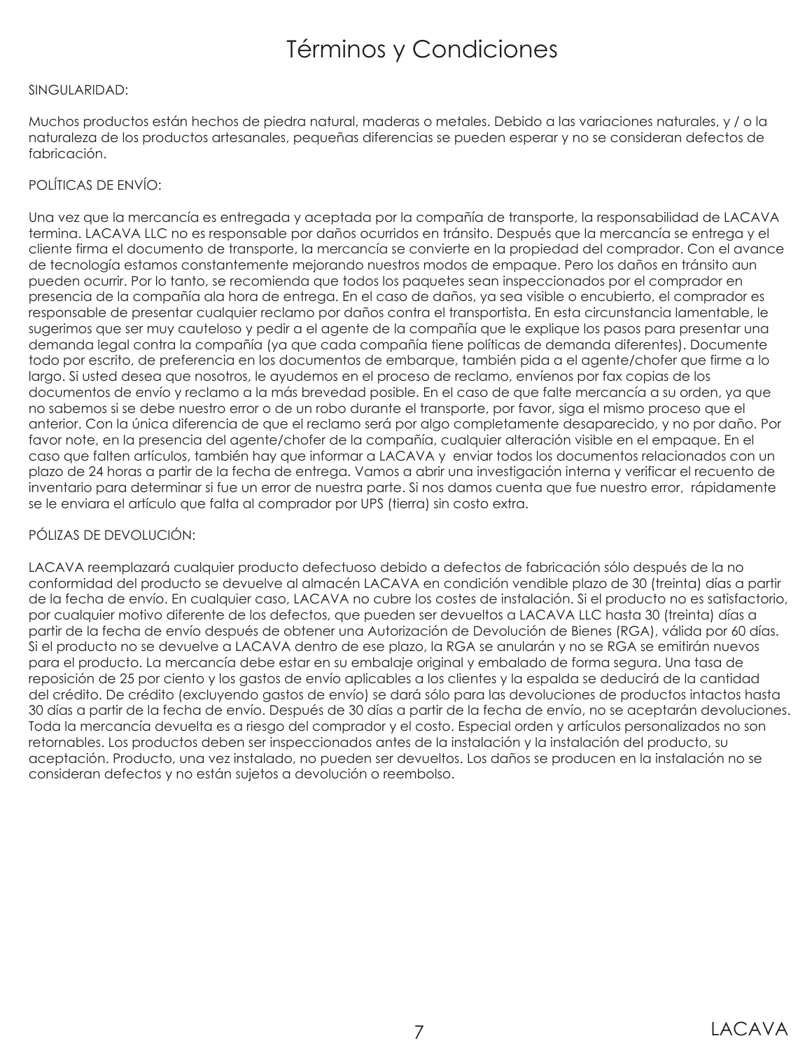# Términos y Condiciones

SINGULARIDAD:

Muchos productos están hechos de piedra natural, maderas o metales. Debido a las variaciones naturales, y / o la naturaleza de los productos artesanales, pequeñas diferencias se pueden esperar y no se consideran defectos de fabricación.

POLÍTICAS DE ENVÍO:

Una vez que la mercancía es entregada y aceptada por la compañía de transporte, la responsabilidad de LACAVA termina. LACAVA LLC no es responsable por daños ocurridos en tránsito. Después que la mercancía se entrega y el cliente firma el documento de transporte, la mercancía se convierte en la propiedad del comprador. Con el avance de tecnología estamos constantemente mejorando nuestros modos de empaque. Pero los daños en tránsito aun pueden ocurrir. Por lo tanto, se recomienda que todos los paquetes sean inspeccionados por el comprador en presencia de la compañía ala hora de entrega. En el caso de daños, ya sea visible o encubierto, el comprador es responsable de presentar cualquier reclamo por daños contra el transportista. En esta circunstancia lamentable, le sugerimos que ser muy cauteloso y pedir a el agente de la compañía que le explique los pasos para presentar una demanda legal contra la compañía (ya que cada compañía tiene políticas de demanda diferentes). Documente todo por escrito, de preferencia en los documentos de embarque, también pida a el agente/chofer que firme a lo largo. Si usted desea que nosotros, le ayudemos en el proceso de reclamo, envíenos por fax copias de los documentos de envío y reclamo a la más brevedad posible. En el caso de que falte mercancía a su orden, ya que no sabemos si se debe nuestro error o de un robo durante el transporte, por favor, siga el mismo proceso que el anterior. Con la única diferencia de que el reclamo será por algo completamente desaparecido, y no por daño. Por favor note, en la presencia del agente/chofer de la compañía, cualquier alteración visible en el empaque. En el caso que falten artículos, también hay que informar a LACAVA y enviar todos los documentos relacionados con un plazo de 24 horas a partir de la fecha de entrega. Vamos a abrir una investigación interna y verificar el recuento de inventario para determinar si fue un error de nuestra parte. Si nos damos cuenta que fue nuestro error, rápidamente se le enviara el artículo que falta al comprador por UPS (tierra) sin costo extra.

PÓLIZAS DE DEVOLUCIÓN:

LACAVA reemplazará cualquier producto defectuoso debido a defectos de fabricación sólo después de la no conformidad del producto se devuelve al almacén LACAVA en condición vendible plazo de 30 (treinta) días a partir de la fecha de envío. En cualquier caso, LACAVA no cubre los costes de instalación. Si el producto no es satisfactorio, por cualquier motivo diferente de los defectos, que pueden ser devueltos a LACAVA LLC hasta 30 (treinta) días a partir de la fecha de envío después de obtener una Autorización de Devolución de Bienes (RGA), válida por 60 días. Si el producto no se devuelve a LACAVA dentro de ese plazo, la RGA se anularán y no se RGA se emitirán nuevos para el producto. La mercancía debe estar en su embalaje original y embalado de forma segura. Una tasa de reposición de 25 por ciento y los gastos de envío aplicables a los clientes y la espalda se deducirá de la cantidad del crédito. De crédito (excluyendo gastos de envío) se dará sólo para las devoluciones de productos intactos hasta 30 días a partir de la fecha de envío. Después de 30 días a partir de la fecha de envío, no se aceptarán devoluciones. Toda la mercancía devuelta es a riesgo del comprador y el costo. Especial orden y artículos personalizados no son retornables. Los productos deben ser inspeccionados antes de la instalación y la instalación del producto, su aceptación. Producto, una vez instalado, no pueden ser devueltos. Los daños se producen en la instalación no se consideran defectos y no están sujetos a devolución o reembolso.